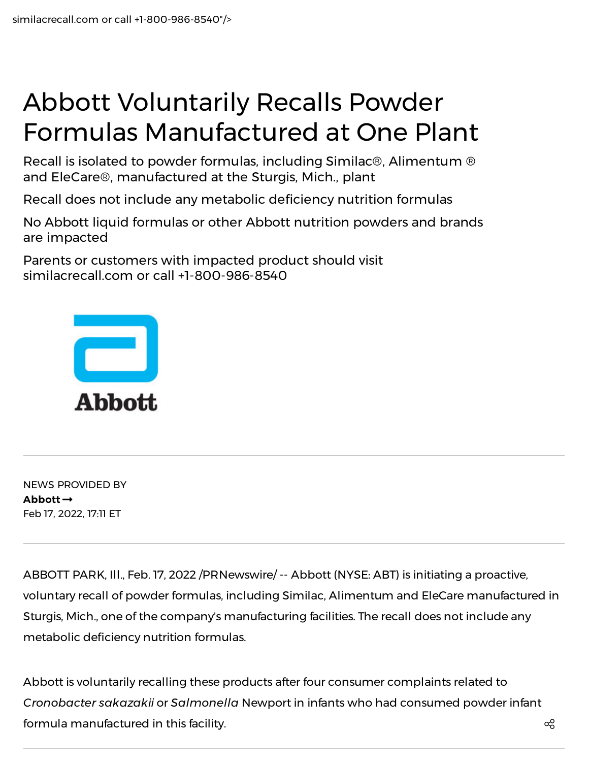similacrecall.com or call +1-800-986-8540"/>

# Abbott Voluntarily Recalls Powder Formulas Manufactured at One Plant

Recall is isolated to powder formulas, including Similac®, Alimentum ® and EleCare®, manufactured at the Sturgis, Mich., plant

Recall does not include any metabolic deficiency nutrition formulas

No Abbott liquid formulas or other Abbott nutrition powders and brands are impacted

Parents or customers with impacted product should visit similacrecall.com or call +1-800-986-8540

NEWS PROVIDED BY
**Abbott →**
Feb 17, 2022, 17:11 ET

ABBOTT PARK, Ill., Feb. 17, 2022 /PRNewswire/ -- Abbott (NYSE: ABT) is initiating a proactive, voluntary recall of powder formulas, including Similac, Alimentum and EleCare manufactured in Sturgis, Mich., one of the company's manufacturing facilities. The recall does not include any metabolic deficiency nutrition formulas.

Abbott is voluntarily recalling these products after four consumer complaints related to *Cronobacter sakazakii* or *Salmonella* Newport in infants who had consumed powder infant formula manufactured in this facility.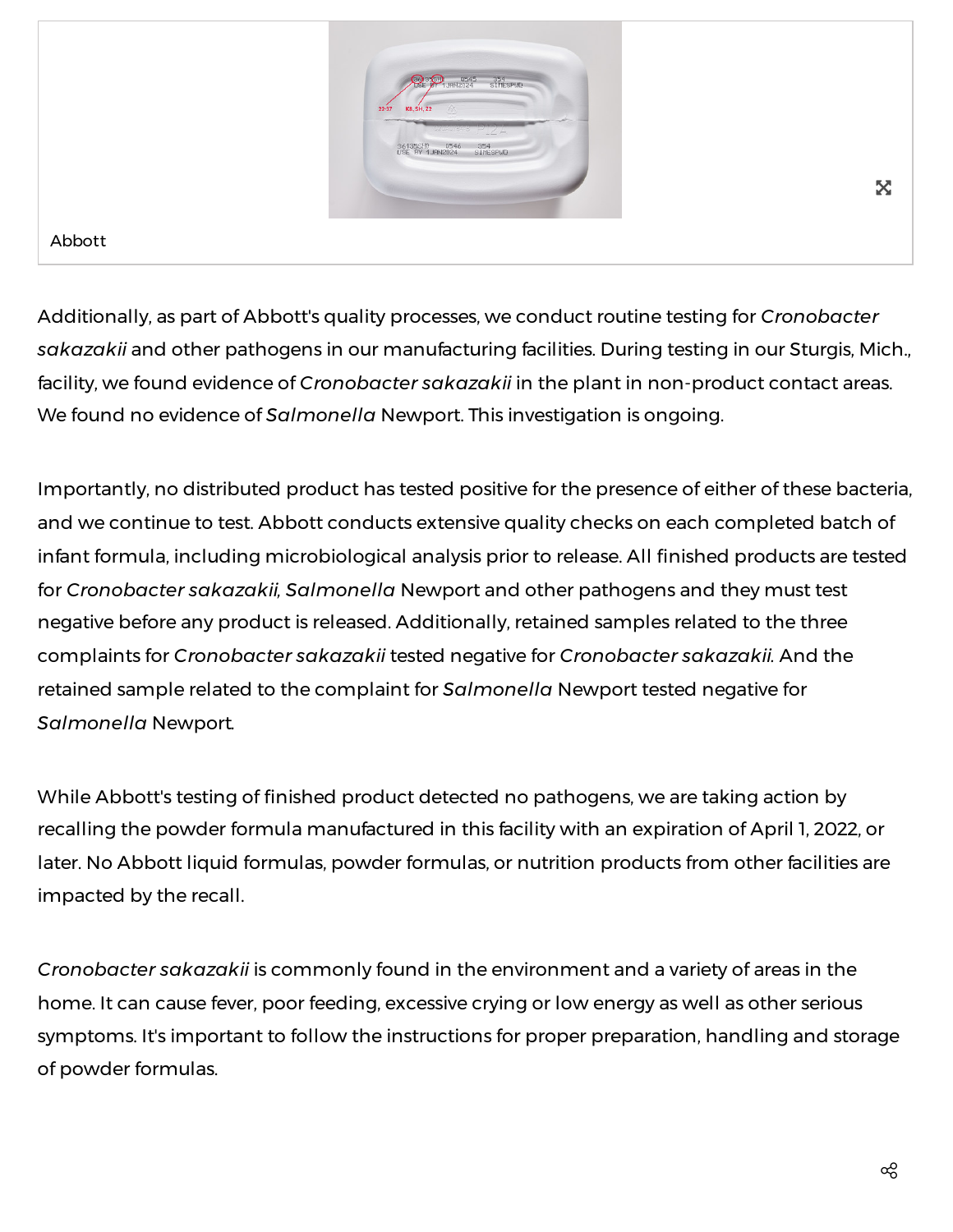Abbott

Additionally, as part of Abbott's quality processes, we conduct routine testing for *Cronobacter sakazakii* and other pathogens in our manufacturing facilities. During testing in our Sturgis, Mich., facility, we found evidence of *Cronobacter sakazakii* in the plant in non-product contact areas. We found no evidence of *Salmonella* Newport. This investigation is ongoing.

Importantly, no distributed product has tested positive for the presence of either of these bacteria, and we continue to test. Abbott conducts extensive quality checks on each completed batch of infant formula, including microbiological analysis prior to release. All finished products are tested for *Cronobacter sakazakii*, *Salmonella* Newport and other pathogens and they must test negative before any product is released. Additionally, retained samples related to the three complaints for *Cronobacter sakazakii* tested negative for *Cronobacter sakazakii*. And the retained sample related to the complaint for *Salmonella* Newport tested negative for *Salmonella* Newport.

While Abbott's testing of finished product detected no pathogens, we are taking action by recalling the powder formula manufactured in this facility with an expiration of April 1, 2022, or later. No Abbott liquid formulas, powder formulas, or nutrition products from other facilities are impacted by the recall.

*Cronobacter sakazakii* is commonly found in the environment and a variety of areas in the home. It can cause fever, poor feeding, excessive crying or low energy as well as other serious symptoms. It's important to follow the instructions for proper preparation, handling and storage of powder formulas.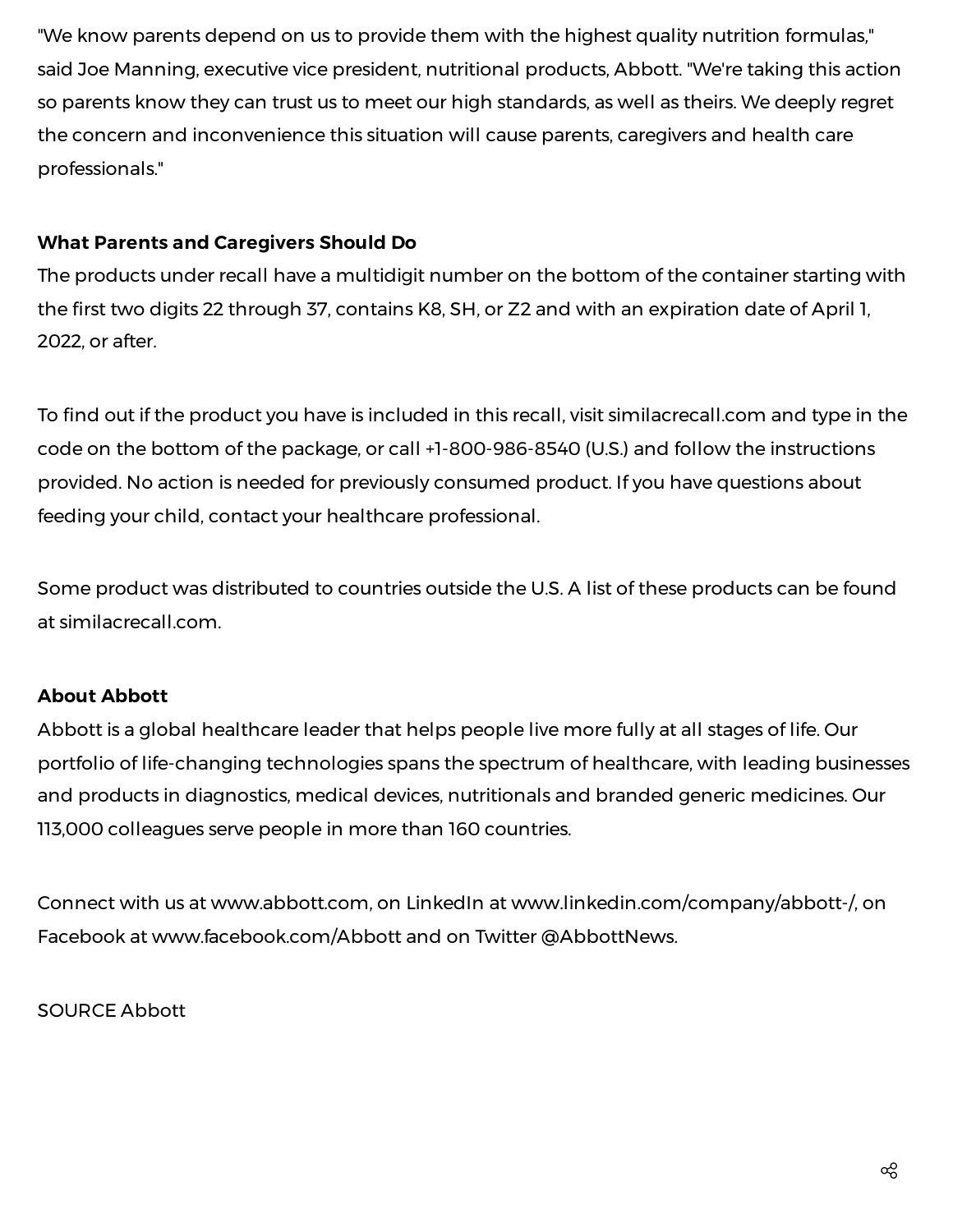"We know parents depend on us to provide them with the highest quality nutrition formulas," said Joe Manning, executive vice president, nutritional products, Abbott. "We're taking this action so parents know they can trust us to meet our high standards, as well as theirs. We deeply regret the concern and inconvenience this situation will cause parents, caregivers and health care professionals."

**What Parents and Caregivers Should Do**

The products under recall have a multidigit number on the bottom of the container starting with the first two digits 22 through 37, contains K8, SH, or Z2 and with an expiration date of April 1, 2022, or after.

To find out if the product you have is included in this recall, visit similacrecall.com and type in the code on the bottom of the package, or call +1-800-986-8540 (U.S.) and follow the instructions provided. No action is needed for previously consumed product. If you have questions about feeding your child, contact your healthcare professional.

Some product was distributed to countries outside the U.S. A list of these products can be found at similacrecall.com.

**About Abbott**

Abbott is a global healthcare leader that helps people live more fully at all stages of life. Our portfolio of life-changing technologies spans the spectrum of healthcare, with leading businesses and products in diagnostics, medical devices, nutritionals and branded generic medicines. Our 113,000 colleagues serve people in more than 160 countries.

Connect with us at www.abbott.com, on LinkedIn at www.linkedin.com/company/abbott-/, on Facebook at www.facebook.com/Abbott and on Twitter @AbbottNews.

SOURCE Abbott